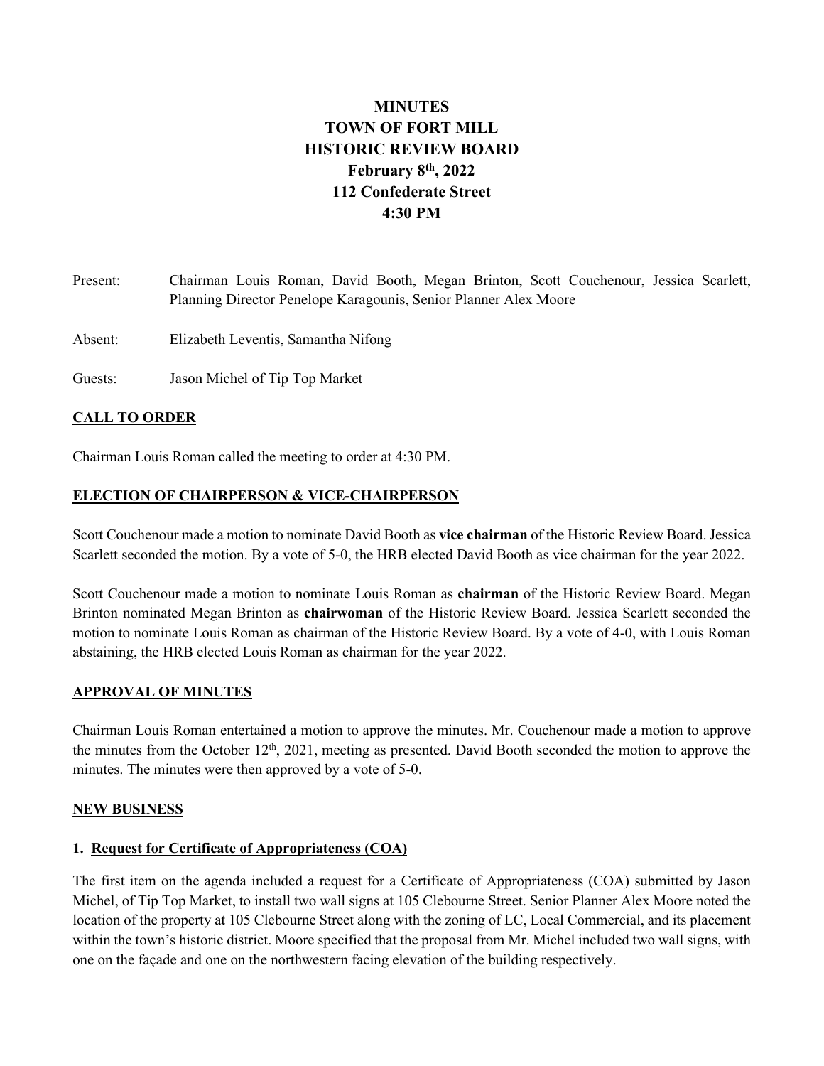# MINUTES
# TOWN OF FORT MILL
# HISTORIC REVIEW BOARD
# February 8th, 2022
# 112 Confederate Street
# 4:30 PM

Present: Chairman Louis Roman, David Booth, Megan Brinton, Scott Couchenour, Jessica Scarlett, Planning Director Penelope Karagounis, Senior Planner Alex Moore

Absent: Elizabeth Leventis, Samantha Nifong

Guests: Jason Michel of Tip Top Market

## CALL TO ORDER

Chairman Louis Roman called the meeting to order at 4:30 PM.

## ELECTION OF CHAIRPERSON & VICE-CHAIRPERSON

Scott Couchenour made a motion to nominate David Booth as **vice chairman** of the Historic Review Board. Jessica Scarlett seconded the motion. By a vote of 5-0, the HRB elected David Booth as vice chairman for the year 2022.

Scott Couchenour made a motion to nominate Louis Roman as **chairman** of the Historic Review Board. Megan Brinton nominated Megan Brinton as **chairwoman** of the Historic Review Board. Jessica Scarlett seconded the motion to nominate Louis Roman as chairman of the Historic Review Board. By a vote of 4-0, with Louis Roman abstaining, the HRB elected Louis Roman as chairman for the year 2022.

## APPROVAL OF MINUTES

Chairman Louis Roman entertained a motion to approve the minutes. Mr. Couchenour made a motion to approve the minutes from the October 12th, 2021, meeting as presented. David Booth seconded the motion to approve the minutes. The minutes were then approved by a vote of 5-0.

## NEW BUSINESS

### 1. Request for Certificate of Appropriateness (COA)

The first item on the agenda included a request for a Certificate of Appropriateness (COA) submitted by Jason Michel, of Tip Top Market, to install two wall signs at 105 Clebourne Street. Senior Planner Alex Moore noted the location of the property at 105 Clebourne Street along with the zoning of LC, Local Commercial, and its placement within the town's historic district. Moore specified that the proposal from Mr. Michel included two wall signs, with one on the façade and one on the northwestern facing elevation of the building respectively.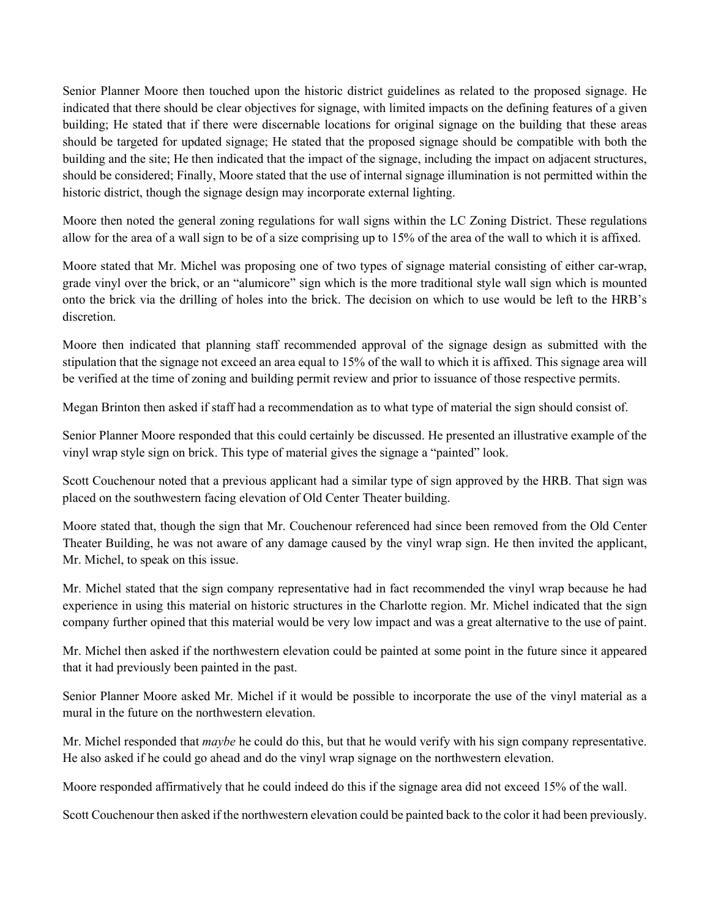Senior Planner Moore then touched upon the historic district guidelines as related to the proposed signage. He indicated that there should be clear objectives for signage, with limited impacts on the defining features of a given building; He stated that if there were discernable locations for original signage on the building that these areas should be targeted for updated signage; He stated that the proposed signage should be compatible with both the building and the site; He then indicated that the impact of the signage, including the impact on adjacent structures, should be considered; Finally, Moore stated that the use of internal signage illumination is not permitted within the historic district, though the signage design may incorporate external lighting.

Moore then noted the general zoning regulations for wall signs within the LC Zoning District. These regulations allow for the area of a wall sign to be of a size comprising up to 15% of the area of the wall to which it is affixed.

Moore stated that Mr. Michel was proposing one of two types of signage material consisting of either car-wrap, grade vinyl over the brick, or an "alumicore" sign which is the more traditional style wall sign which is mounted onto the brick via the drilling of holes into the brick. The decision on which to use would be left to the HRB's discretion.

Moore then indicated that planning staff recommended approval of the signage design as submitted with the stipulation that the signage not exceed an area equal to 15% of the wall to which it is affixed. This signage area will be verified at the time of zoning and building permit review and prior to issuance of those respective permits.

Megan Brinton then asked if staff had a recommendation as to what type of material the sign should consist of.

Senior Planner Moore responded that this could certainly be discussed. He presented an illustrative example of the vinyl wrap style sign on brick. This type of material gives the signage a "painted" look.

Scott Couchenour noted that a previous applicant had a similar type of sign approved by the HRB. That sign was placed on the southwestern facing elevation of Old Center Theater building.

Moore stated that, though the sign that Mr. Couchenour referenced had since been removed from the Old Center Theater Building, he was not aware of any damage caused by the vinyl wrap sign. He then invited the applicant, Mr. Michel, to speak on this issue.

Mr. Michel stated that the sign company representative had in fact recommended the vinyl wrap because he had experience in using this material on historic structures in the Charlotte region. Mr. Michel indicated that the sign company further opined that this material would be very low impact and was a great alternative to the use of paint.

Mr. Michel then asked if the northwestern elevation could be painted at some point in the future since it appeared that it had previously been painted in the past.

Senior Planner Moore asked Mr. Michel if it would be possible to incorporate the use of the vinyl material as a mural in the future on the northwestern elevation.

Mr. Michel responded that *maybe* he could do this, but that he would verify with his sign company representative. He also asked if he could go ahead and do the vinyl wrap signage on the northwestern elevation.

Moore responded affirmatively that he could indeed do this if the signage area did not exceed 15% of the wall.

Scott Couchenour then asked if the northwestern elevation could be painted back to the color it had been previously.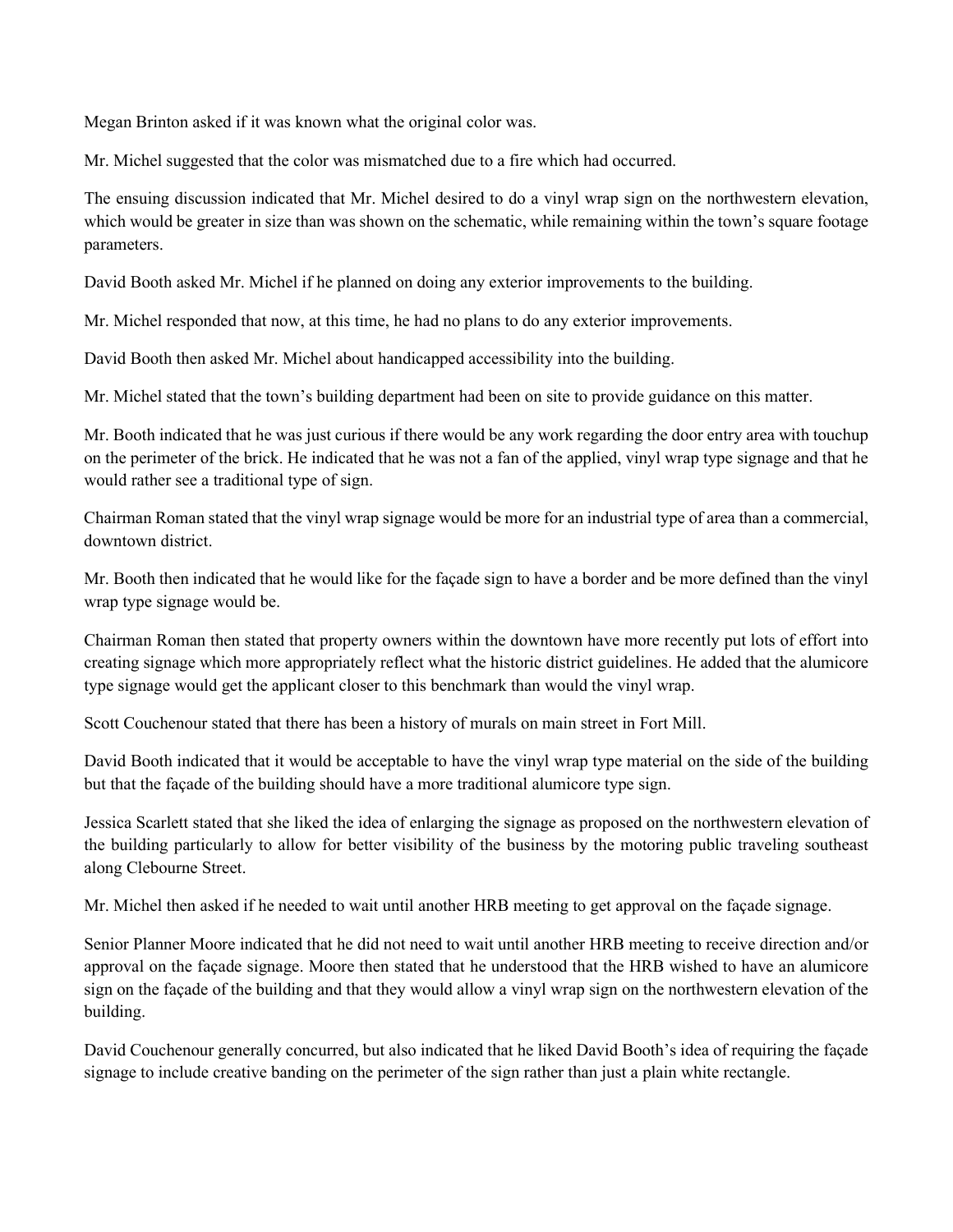Megan Brinton asked if it was known what the original color was.

Mr. Michel suggested that the color was mismatched due to a fire which had occurred.

The ensuing discussion indicated that Mr. Michel desired to do a vinyl wrap sign on the northwestern elevation, which would be greater in size than was shown on the schematic, while remaining within the town's square footage parameters.

David Booth asked Mr. Michel if he planned on doing any exterior improvements to the building.

Mr. Michel responded that now, at this time, he had no plans to do any exterior improvements.

David Booth then asked Mr. Michel about handicapped accessibility into the building.

Mr. Michel stated that the town's building department had been on site to provide guidance on this matter.

Mr. Booth indicated that he was just curious if there would be any work regarding the door entry area with touchup on the perimeter of the brick. He indicated that he was not a fan of the applied, vinyl wrap type signage and that he would rather see a traditional type of sign.

Chairman Roman stated that the vinyl wrap signage would be more for an industrial type of area than a commercial, downtown district.

Mr. Booth then indicated that he would like for the façade sign to have a border and be more defined than the vinyl wrap type signage would be.

Chairman Roman then stated that property owners within the downtown have more recently put lots of effort into creating signage which more appropriately reflect what the historic district guidelines. He added that the alumicore type signage would get the applicant closer to this benchmark than would the vinyl wrap.

Scott Couchenour stated that there has been a history of murals on main street in Fort Mill.

David Booth indicated that it would be acceptable to have the vinyl wrap type material on the side of the building but that the façade of the building should have a more traditional alumicore type sign.

Jessica Scarlett stated that she liked the idea of enlarging the signage as proposed on the northwestern elevation of the building particularly to allow for better visibility of the business by the motoring public traveling southeast along Clebourne Street.

Mr. Michel then asked if he needed to wait until another HRB meeting to get approval on the façade signage.

Senior Planner Moore indicated that he did not need to wait until another HRB meeting to receive direction and/or approval on the façade signage. Moore then stated that he understood that the HRB wished to have an alumicore sign on the façade of the building and that they would allow a vinyl wrap sign on the northwestern elevation of the building.

David Couchenour generally concurred, but also indicated that he liked David Booth's idea of requiring the façade signage to include creative banding on the perimeter of the sign rather than just a plain white rectangle.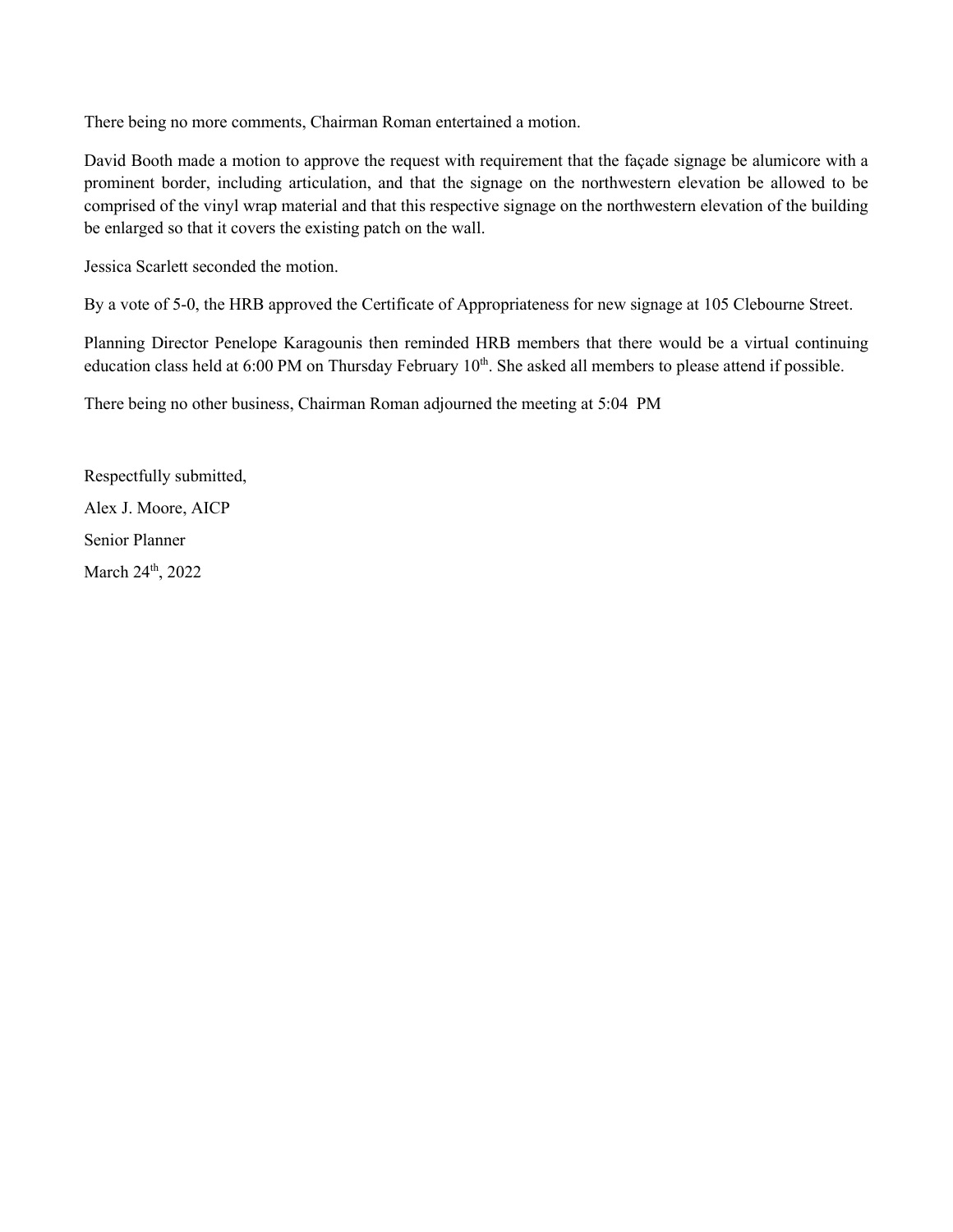There being no more comments, Chairman Roman entertained a motion.

David Booth made a motion to approve the request with requirement that the façade signage be alumicore with a prominent border, including articulation, and that the signage on the northwestern elevation be allowed to be comprised of the vinyl wrap material and that this respective signage on the northwestern elevation of the building be enlarged so that it covers the existing patch on the wall.

Jessica Scarlett seconded the motion.

By a vote of 5-0, the HRB approved the Certificate of Appropriateness for new signage at 105 Clebourne Street.

Planning Director Penelope Karagounis then reminded HRB members that there would be a virtual continuing education class held at 6:00 PM on Thursday February 10th. She asked all members to please attend if possible.

There being no other business, Chairman Roman adjourned the meeting at 5:04 PM

Respectfully submitted,

Alex J. Moore, AICP

Senior Planner

March 24th, 2022